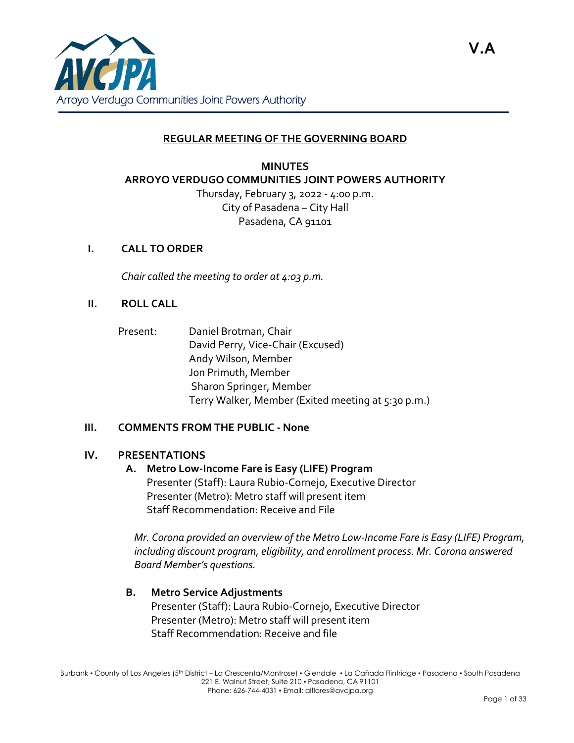V.A

Arroyo Verdugo Communities Joint Powers Authority

**REGULAR MEETING OF THE GOVERNING BOARD**

**MINUTES**
**ARROYO VERDUGO COMMUNITIES JOINT POWERS AUTHORITY**
Thursday, February 3, 2022 - 4:00 p.m.
City of Pasadena – City Hall
Pasadena, CA 91101

## I. CALL TO ORDER

*Chair called the meeting to order at 4:03 p.m.*

## II. ROLL CALL

Present:
- Daniel Brotman, Chair
- David Perry, Vice-Chair (Excused)
- Andy Wilson, Member
- Jon Primuth, Member
- Sharon Springer, Member
- Terry Walker, Member (Exited meeting at 5:30 p.m.)

## III. COMMENTS FROM THE PUBLIC - None

## IV. PRESENTATIONS

### A. Metro Low-Income Fare is Easy (LIFE) Program

Presenter (Staff): Laura Rubio-Cornejo, Executive Director
Presenter (Metro): Metro staff will present item
Staff Recommendation: Receive and File

*Mr. Corona provided an overview of the Metro Low-Income Fare is Easy (LIFE) Program, including discount program, eligibility, and enrollment process. Mr. Corona answered Board Member's questions.*

### B. Metro Service Adjustments

Presenter (Staff): Laura Rubio-Cornejo, Executive Director
Presenter (Metro): Metro staff will present item
Staff Recommendation: Receive and file

Burbank ▪ County of Los Angeles (5th District – La Crescenta/Montrose) ▪ Glendale ▪ La Cañada Flintridge ▪ Pasadena ▪ South Pasadena
221 E. Walnut Street, Suite 210 ▪ Pasadena, CA 91101
Phone: 626-744-4031 ▪ Email: alflores@avcjpa.org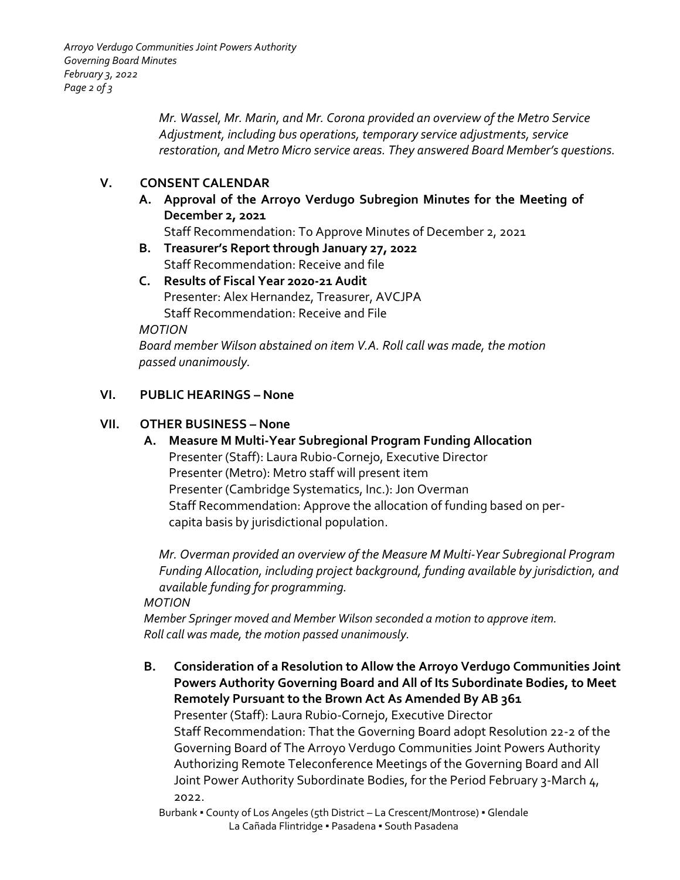*Mr. Wassel, Mr. Marin, and Mr. Corona provided an overview of the Metro Service Adjustment, including bus operations, temporary service adjustments, service restoration, and Metro Micro service areas. They answered Board Member's questions.*

## V. CONSENT CALENDAR

**A. Approval of the Arroyo Verdugo Subregion Minutes for the Meeting of December 2, 2021**
Staff Recommendation: To Approve Minutes of December 2, 2021

**B. Treasurer's Report through January 27, 2022**
Staff Recommendation: Receive and file

**C. Results of Fiscal Year 2020-21 Audit**
Presenter: Alex Hernandez, Treasurer, AVCJPA
Staff Recommendation: Receive and File

*MOTION*
*Board member Wilson abstained on item V.A. Roll call was made, the motion passed unanimously.*

## VI. PUBLIC HEARINGS – None

## VII. OTHER BUSINESS – None

**A. Measure M Multi-Year Subregional Program Funding Allocation**
Presenter (Staff): Laura Rubio-Cornejo, Executive Director
Presenter (Metro): Metro staff will present item
Presenter (Cambridge Systematics, Inc.): Jon Overman
Staff Recommendation: Approve the allocation of funding based on per-capita basis by jurisdictional population.

*Mr. Overman provided an overview of the Measure M Multi-Year Subregional Program Funding Allocation, including project background, funding available by jurisdiction, and available funding for programming.*

*MOTION*
*Member Springer moved and Member Wilson seconded a motion to approve item. Roll call was made, the motion passed unanimously.*

**B. Consideration of a Resolution to Allow the Arroyo Verdugo Communities Joint Powers Authority Governing Board and All of Its Subordinate Bodies, to Meet Remotely Pursuant to the Brown Act As Amended By AB 361**
Presenter (Staff): Laura Rubio-Cornejo, Executive Director
Staff Recommendation: That the Governing Board adopt Resolution 22-2 of the Governing Board of The Arroyo Verdugo Communities Joint Powers Authority Authorizing Remote Teleconference Meetings of the Governing Board and All Joint Power Authority Subordinate Bodies, for the Period February 3-March 4, 2022.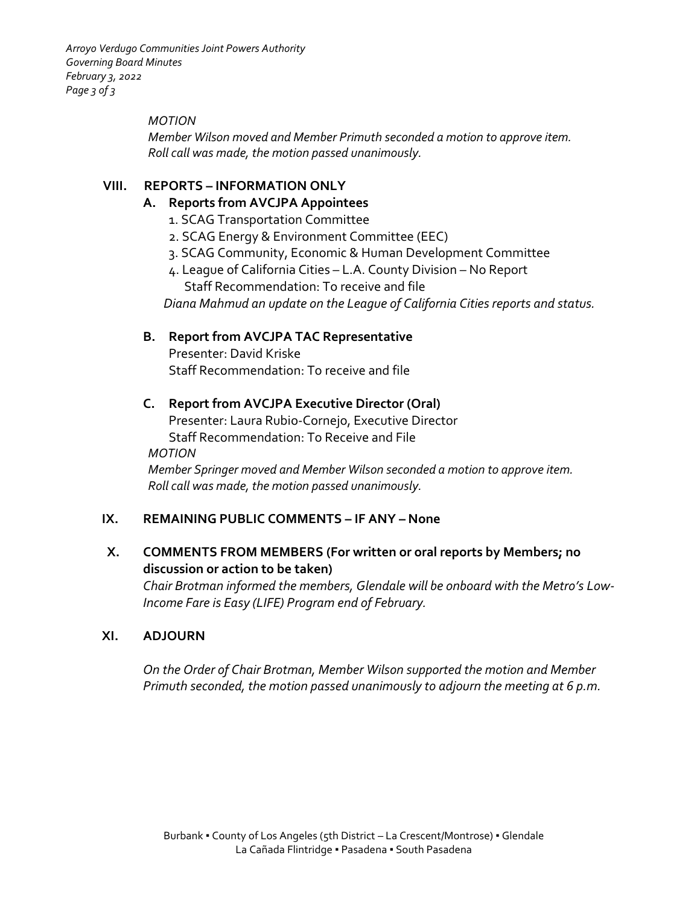*MOTION*
*Member Wilson moved and Member Primuth seconded a motion to approve item. Roll call was made, the motion passed unanimously.*

## VIII. REPORTS – INFORMATION ONLY

### A. Reports from AVCJPA Appointees

1. SCAG Transportation Committee
2. SCAG Energy & Environment Committee (EEC)
3. SCAG Community, Economic & Human Development Committee
4. League of California Cities – L.A. County Division – No Report
   Staff Recommendation: To receive and file

*Diana Mahmud an update on the League of California Cities reports and status.*

### B. Report from AVCJPA TAC Representative

Presenter: David Kriske
Staff Recommendation: To receive and file

### C. Report from AVCJPA Executive Director (Oral)

Presenter: Laura Rubio-Cornejo, Executive Director
Staff Recommendation: To Receive and File

*MOTION*
*Member Springer moved and Member Wilson seconded a motion to approve item. Roll call was made, the motion passed unanimously.*

## IX. REMAINING PUBLIC COMMENTS – IF ANY – None

## X. COMMENTS FROM MEMBERS (For written or oral reports by Members; no discussion or action to be taken)

*Chair Brotman informed the members, Glendale will be onboard with the Metro's Low-Income Fare is Easy (LIFE) Program end of February.*

## XI. ADJOURN

*On the Order of Chair Brotman, Member Wilson supported the motion and Member Primuth seconded, the motion passed unanimously to adjourn the meeting at 6 p.m.*

Burbank ▪ County of Los Angeles (5th District – La Crescent/Montrose) ▪ Glendale
La Cañada Flintridge ▪ Pasadena ▪ South Pasadena